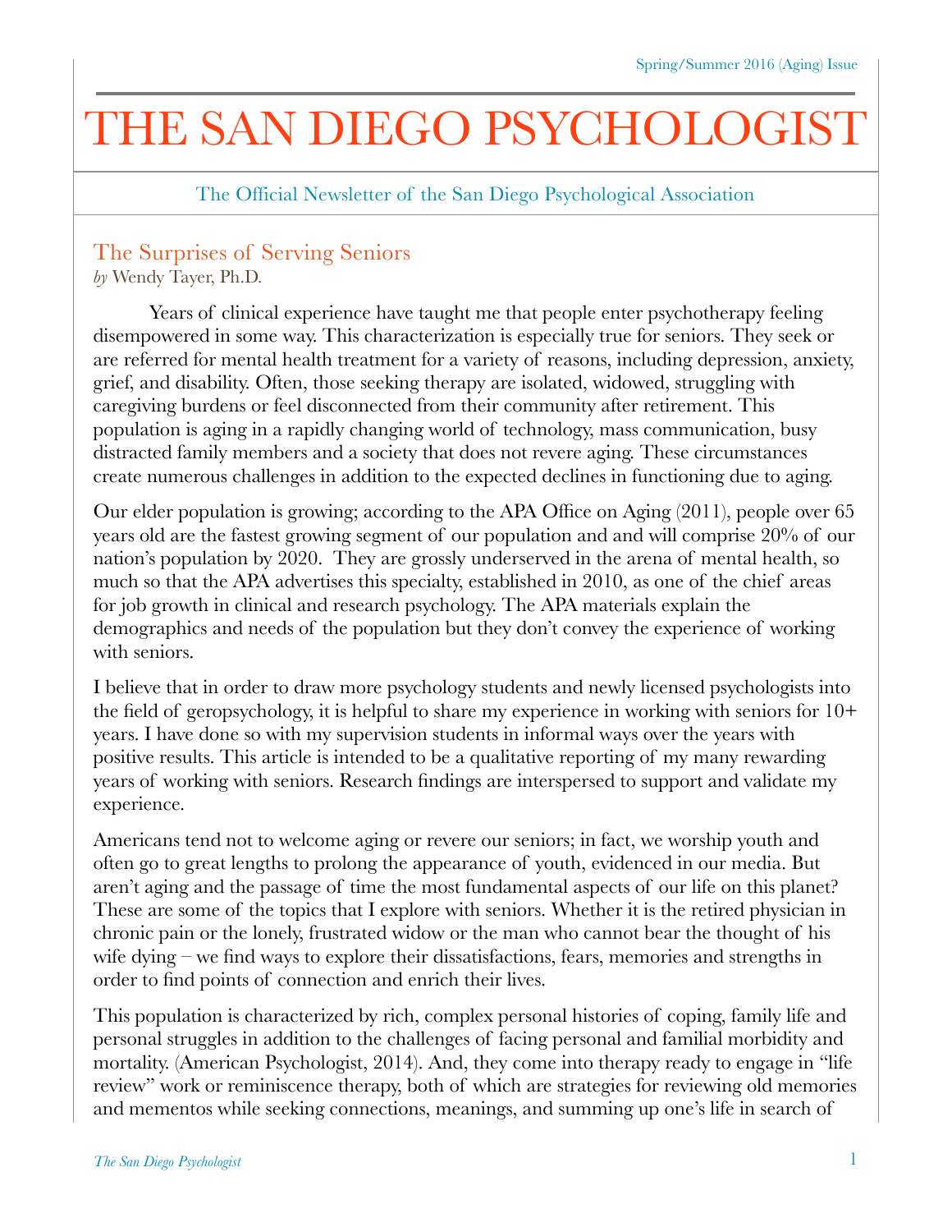# THE SAN DIEGO PSYCHOLOGIST

The Official Newsletter of the San Diego Psychological Association

## The Surprises of Serving Seniors

*by* Wendy Tayer, Ph.D.

Years of clinical experience have taught me that people enter psychotherapy feeling disempowered in some way. This characterization is especially true for seniors. They seek or are referred for mental health treatment for a variety of reasons, including depression, anxiety, grief, and disability. Often, those seeking therapy are isolated, widowed, struggling with caregiving burdens or feel disconnected from their community after retirement. This population is aging in a rapidly changing world of technology, mass communication, busy distracted family members and a society that does not revere aging. These circumstances create numerous challenges in addition to the expected declines in functioning due to aging.

Our elder population is growing; according to the APA Office on Aging (2011), people over 65 years old are the fastest growing segment of our population and and will comprise 20% of our nation's population by 2020. They are grossly underserved in the arena of mental health, so much so that the APA advertises this specialty, established in 2010, as one of the chief areas for job growth in clinical and research psychology. The APA materials explain the demographics and needs of the population but they don't convey the experience of working with seniors.

I believe that in order to draw more psychology students and newly licensed psychologists into the field of geropsychology, it is helpful to share my experience in working with seniors for 10+ years. I have done so with my supervision students in informal ways over the years with positive results. This article is intended to be a qualitative reporting of my many rewarding years of working with seniors. Research findings are interspersed to support and validate my experience.

Americans tend not to welcome aging or revere our seniors; in fact, we worship youth and often go to great lengths to prolong the appearance of youth, evidenced in our media. But aren't aging and the passage of time the most fundamental aspects of our life on this planet? These are some of the topics that I explore with seniors. Whether it is the retired physician in chronic pain or the lonely, frustrated widow or the man who cannot bear the thought of his wife dying – we find ways to explore their dissatisfactions, fears, memories and strengths in order to find points of connection and enrich their lives.

This population is characterized by rich, complex personal histories of coping, family life and personal struggles in addition to the challenges of facing personal and familial morbidity and mortality. (American Psychologist, 2014). And, they come into therapy ready to engage in "life review" work or reminiscence therapy, both of which are strategies for reviewing old memories and mementos while seeking connections, meanings, and summing up one's life in search of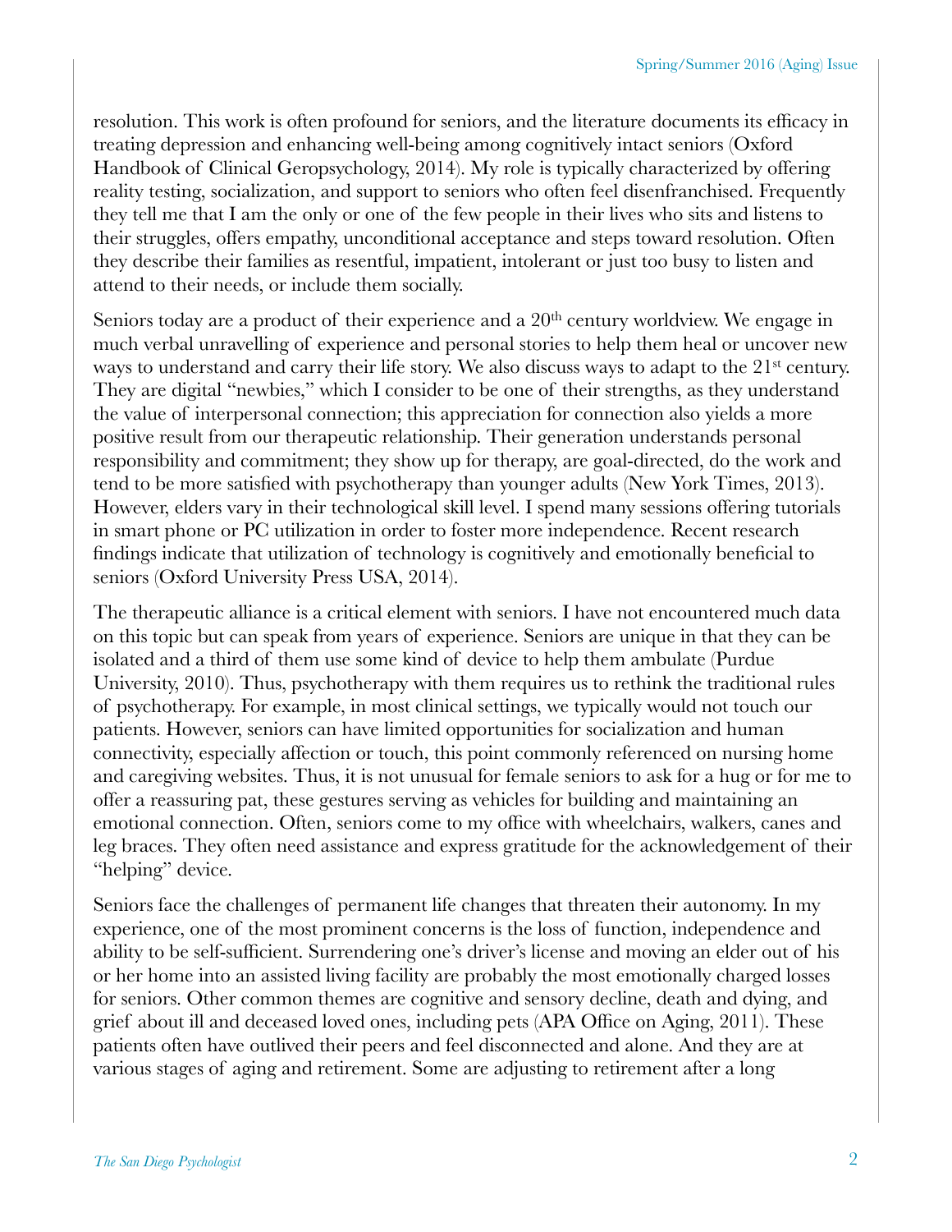resolution. This work is often profound for seniors, and the literature documents its efficacy in treating depression and enhancing well-being among cognitively intact seniors (Oxford Handbook of Clinical Geropsychology, 2014). My role is typically characterized by offering reality testing, socialization, and support to seniors who often feel disenfranchised. Frequently they tell me that I am the only or one of the few people in their lives who sits and listens to their struggles, offers empathy, unconditional acceptance and steps toward resolution. Often they describe their families as resentful, impatient, intolerant or just too busy to listen and attend to their needs, or include them socially.

Seniors today are a product of their experience and a 20th century worldview. We engage in much verbal unravelling of experience and personal stories to help them heal or uncover new ways to understand and carry their life story. We also discuss ways to adapt to the 21st century. They are digital "newbies," which I consider to be one of their strengths, as they understand the value of interpersonal connection; this appreciation for connection also yields a more positive result from our therapeutic relationship. Their generation understands personal responsibility and commitment; they show up for therapy, are goal-directed, do the work and tend to be more satisfied with psychotherapy than younger adults (New York Times, 2013). However, elders vary in their technological skill level. I spend many sessions offering tutorials in smart phone or PC utilization in order to foster more independence. Recent research findings indicate that utilization of technology is cognitively and emotionally beneficial to seniors (Oxford University Press USA, 2014).

The therapeutic alliance is a critical element with seniors. I have not encountered much data on this topic but can speak from years of experience. Seniors are unique in that they can be isolated and a third of them use some kind of device to help them ambulate (Purdue University, 2010). Thus, psychotherapy with them requires us to rethink the traditional rules of psychotherapy. For example, in most clinical settings, we typically would not touch our patients. However, seniors can have limited opportunities for socialization and human connectivity, especially affection or touch, this point commonly referenced on nursing home and caregiving websites. Thus, it is not unusual for female seniors to ask for a hug or for me to offer a reassuring pat, these gestures serving as vehicles for building and maintaining an emotional connection. Often, seniors come to my office with wheelchairs, walkers, canes and leg braces. They often need assistance and express gratitude for the acknowledgement of their "helping" device.

Seniors face the challenges of permanent life changes that threaten their autonomy. In my experience, one of the most prominent concerns is the loss of function, independence and ability to be self-sufficient. Surrendering one's driver's license and moving an elder out of his or her home into an assisted living facility are probably the most emotionally charged losses for seniors. Other common themes are cognitive and sensory decline, death and dying, and grief about ill and deceased loved ones, including pets (APA Office on Aging, 2011). These patients often have outlived their peers and feel disconnected and alone. And they are at various stages of aging and retirement. Some are adjusting to retirement after a long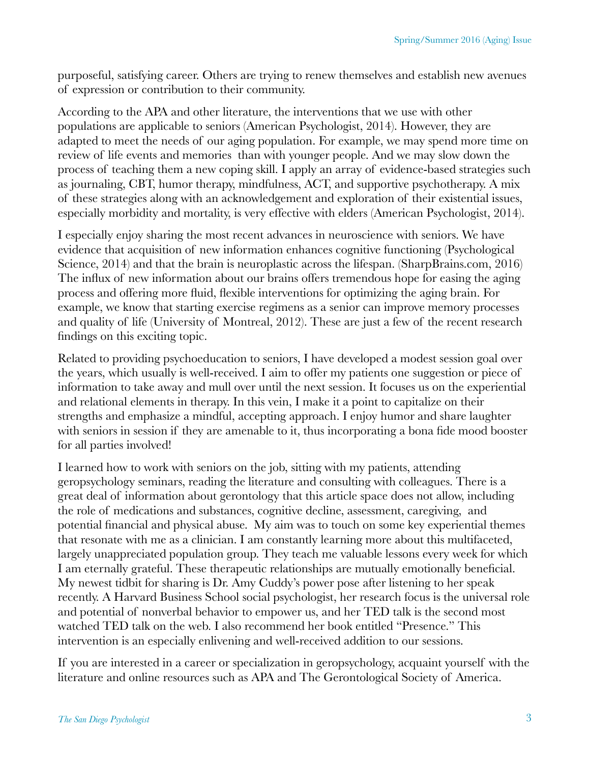purposeful, satisfying career. Others are trying to renew themselves and establish new avenues of expression or contribution to their community.

According to the APA and other literature, the interventions that we use with other populations are applicable to seniors (American Psychologist, 2014). However, they are adapted to meet the needs of our aging population. For example, we may spend more time on review of life events and memories than with younger people. And we may slow down the process of teaching them a new coping skill. I apply an array of evidence-based strategies such as journaling, CBT, humor therapy, mindfulness, ACT, and supportive psychotherapy. A mix of these strategies along with an acknowledgement and exploration of their existential issues, especially morbidity and mortality, is very effective with elders (American Psychologist, 2014).

I especially enjoy sharing the most recent advances in neuroscience with seniors. We have evidence that acquisition of new information enhances cognitive functioning (Psychological Science, 2014) and that the brain is neuroplastic across the lifespan. (SharpBrains.com, 2016) The influx of new information about our brains offers tremendous hope for easing the aging process and offering more fluid, flexible interventions for optimizing the aging brain. For example, we know that starting exercise regimens as a senior can improve memory processes and quality of life (University of Montreal, 2012). These are just a few of the recent research findings on this exciting topic.

Related to providing psychoeducation to seniors, I have developed a modest session goal over the years, which usually is well-received. I aim to offer my patients one suggestion or piece of information to take away and mull over until the next session. It focuses us on the experiential and relational elements in therapy. In this vein, I make it a point to capitalize on their strengths and emphasize a mindful, accepting approach. I enjoy humor and share laughter with seniors in session if they are amenable to it, thus incorporating a bona fide mood booster for all parties involved!

I learned how to work with seniors on the job, sitting with my patients, attending geropsychology seminars, reading the literature and consulting with colleagues. There is a great deal of information about gerontology that this article space does not allow, including the role of medications and substances, cognitive decline, assessment, caregiving, and potential financial and physical abuse. My aim was to touch on some key experiential themes that resonate with me as a clinician. I am constantly learning more about this multifaceted, largely unappreciated population group. They teach me valuable lessons every week for which I am eternally grateful. These therapeutic relationships are mutually emotionally beneficial. My newest tidbit for sharing is Dr. Amy Cuddy's power pose after listening to her speak recently. A Harvard Business School social psychologist, her research focus is the universal role and potential of nonverbal behavior to empower us, and her TED talk is the second most watched TED talk on the web. I also recommend her book entitled "Presence." This intervention is an especially enlivening and well-received addition to our sessions.

If you are interested in a career or specialization in geropsychology, acquaint yourself with the literature and online resources such as APA and The Gerontological Society of America.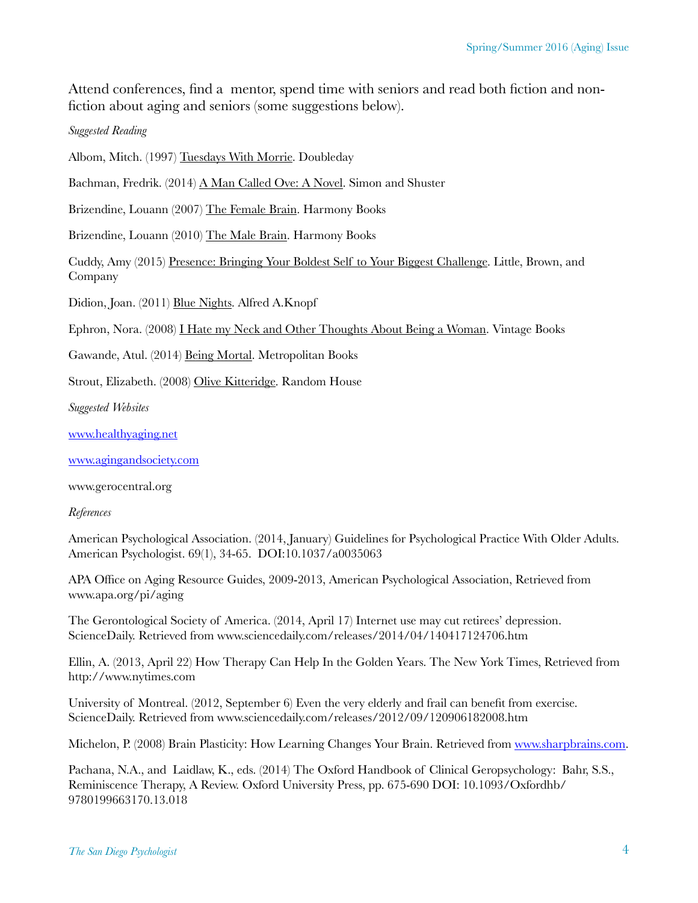Attend conferences, find a mentor, spend time with seniors and read both fiction and non-fiction about aging and seniors (some suggestions below).

*Suggested Reading*

Albom, Mitch. (1997) Tuesdays With Morrie. Doubleday

Bachman, Fredrik. (2014) A Man Called Ove: A Novel. Simon and Shuster

Brizendine, Louann (2007) The Female Brain. Harmony Books

Brizendine, Louann (2010) The Male Brain. Harmony Books

Cuddy, Amy (2015) Presence: Bringing Your Boldest Self to Your Biggest Challenge. Little, Brown, and Company

Didion, Joan. (2011) Blue Nights. Alfred A.Knopf

Ephron, Nora. (2008) I Hate my Neck and Other Thoughts About Being a Woman. Vintage Books

Gawande, Atul. (2014) Being Mortal. Metropolitan Books

Strout, Elizabeth. (2008) Olive Kitteridge. Random House

*Suggested Websites*

www.healthyaging.net

www.agingandsociety.com

www.gerocentral.org

*References*

American Psychological Association. (2014, January) Guidelines for Psychological Practice With Older Adults. American Psychologist. 69(1), 34-65. DOI:10.1037/a0035063

APA Office on Aging Resource Guides, 2009-2013, American Psychological Association, Retrieved from www.apa.org/pi/aging

The Gerontological Society of America. (2014, April 17) Internet use may cut retirees' depression. ScienceDaily. Retrieved from www.sciencedaily.com/releases/2014/04/140417124706.htm

Ellin, A. (2013, April 22) How Therapy Can Help In the Golden Years. The New York Times, Retrieved from http://www.nytimes.com

University of Montreal. (2012, September 6) Even the very elderly and frail can benefit from exercise. ScienceDaily. Retrieved from www.sciencedaily.com/releases/2012/09/120906182008.htm

Michelon, P. (2008) Brain Plasticity: How Learning Changes Your Brain. Retrieved from www.sharpbrains.com.

Pachana, N.A., and Laidlaw, K., eds. (2014) The Oxford Handbook of Clinical Geropsychology: Bahr, S.S., Reminiscence Therapy, A Review. Oxford University Press, pp. 675-690 DOI: 10.1093/Oxfordhb/9780199663170.13.018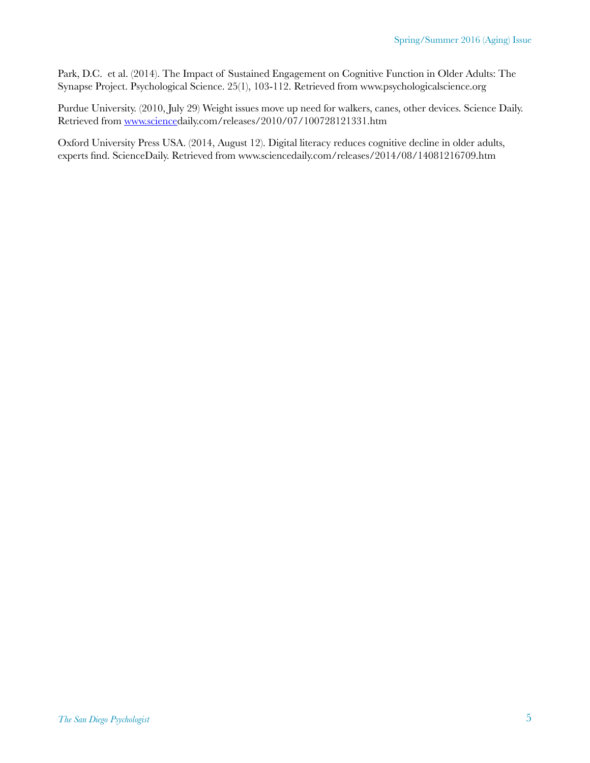Park, D.C. et al. (2014). The Impact of Sustained Engagement on Cognitive Function in Older Adults: The Synapse Project. Psychological Science. 25(1), 103-112. Retrieved from www.psychologicalscience.org

Purdue University. (2010, July 29) Weight issues move up need for walkers, canes, other devices. Science Daily. Retrieved from www.sciencedaily.com/releases/2010/07/100728121331.htm

Oxford University Press USA. (2014, August 12). Digital literacy reduces cognitive decline in older adults, experts find. ScienceDaily. Retrieved from www.sciencedaily.com/releases/2014/08/14081216709.htm